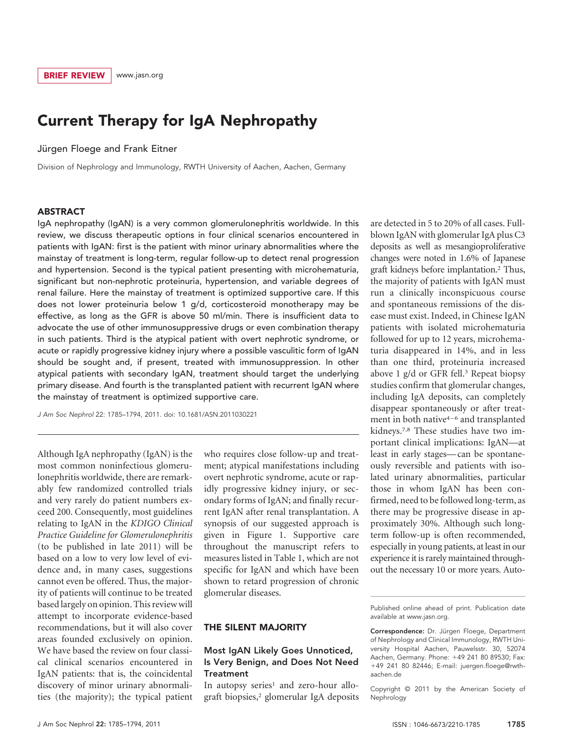BRIEF REVIEW www.jasn.org

# Current Therapy for IgA Nephropathy

Jürgen Floege and Frank Eitner

Division of Nephrology and Immunology, RWTH University of Aachen, Aachen, Germany

## ABSTRACT

IgA nephropathy (IgAN) is a very common glomerulonephritis worldwide. In this review, we discuss therapeutic options in four clinical scenarios encountered in patients with IgAN: first is the patient with minor urinary abnormalities where the mainstay of treatment is long-term, regular follow-up to detect renal progression and hypertension. Second is the typical patient presenting with microhematuria, significant but non-nephrotic proteinuria, hypertension, and variable degrees of renal failure. Here the mainstay of treatment is optimized supportive care. If this does not lower proteinuria below 1 g/d, corticosteroid monotherapy may be effective, as long as the GFR is above 50 ml/min. There is insufficient data to advocate the use of other immunosuppressive drugs or even combination therapy in such patients. Third is the atypical patient with overt nephrotic syndrome, or acute or rapidly progressive kidney injury where a possible vasculitic form of IgAN should be sought and, if present, treated with immunosuppression. In other atypical patients with secondary IgAN, treatment should target the underlying primary disease. And fourth is the transplanted patient with recurrent IgAN where the mainstay of treatment is optimized supportive care.

*J Am Soc Nephrol* 22: 1785–1794, 2011. doi: 10.1681/ASN.2011030221

Although IgA nephropathy (IgAN) is the most common noninfectious glomerulonephritis worldwide, there are remarkably few randomized controlled trials and very rarely do patient numbers exceed 200. Consequently, most guidelines relating to IgAN in the *KDIGO Clinical Practice Guideline for Glomerulonephritis* (to be published in late 2011) will be based on a low to very low level of evidence and, in many cases, suggestions cannot even be offered. Thus, the majority of patients will continue to be treated based largely on opinion. This review will attempt to incorporate evidence-based recommendations, but it will also cover areas founded exclusively on opinion. We have based the review on four classical clinical scenarios encountered in IgAN patients: that is, the coincidental discovery of minor urinary abnormalities (the majority); the typical patient who requires close follow-up and treatment; atypical manifestations including overt nephrotic syndrome, acute or rapidly progressive kidney injury, or secondary forms of IgAN; and finally recurrent IgAN after renal transplantation. A synopsis of our suggested approach is given in Figure 1. Supportive care throughout the manuscript refers to measures listed in Table 1, which are not specific for IgAN and which have been shown to retard progression of chronic glomerular diseases.

## THE SILENT MAJORITY

### Most IgAN Likely Goes Unnoticed, Is Very Benign, and Does Not Need Treatment

In autopsy series[1] and zero-hour allograft biopsies,[2] glomerular IgA deposits are detected in 5 to 20% of all cases. Full-blown IgAN with glomerular IgA plus C3 deposits as well as mesangioproliferative changes were noted in 1.6% of Japanese graft kidneys before implantation.[2] Thus, the majority of patients with IgAN must run a clinically inconspicuous course and spontaneous remissions of the disease must exist. Indeed, in Chinese IgAN patients with isolated microhematuria followed for up to 12 years, microhematuria disappeared in 14%, and in less than one third, proteinuria increased above 1 g/d or GFR fell.[3] Repeat biopsy studies confirm that glomerular changes, including IgA deposits, can completely disappear spontaneously or after treatment in both native[4–6] and transplanted kidneys.[7,8] These studies have two important clinical implications: IgAN—at least in early stages—can be spontaneously reversible and patients with isolated urinary abnormalities, particular those in whom IgAN has been confirmed, need to be followed long-term, as there may be progressive disease in approximately 30%. Although such long-term follow-up is often recommended, especially in young patients, at least in our experience it is rarely maintained throughout the necessary 10 or more years. Auto-

Published online ahead of print. Publication date available at www.jasn.org.

**Correspondence:** Dr. Jürgen Floege, Department of Nephrology and Clinical Immunology, RWTH University Hospital Aachen, Pauwelsstr. 30, 52074 Aachen, Germany. Phone: +49 241 80 89530; Fax: +49 241 80 82446; E-mail: juergen.floege@rwth-aachen.de

Copyright © 2011 by the American Society of Nephrology

ISSN : 1046-6673/2210-1785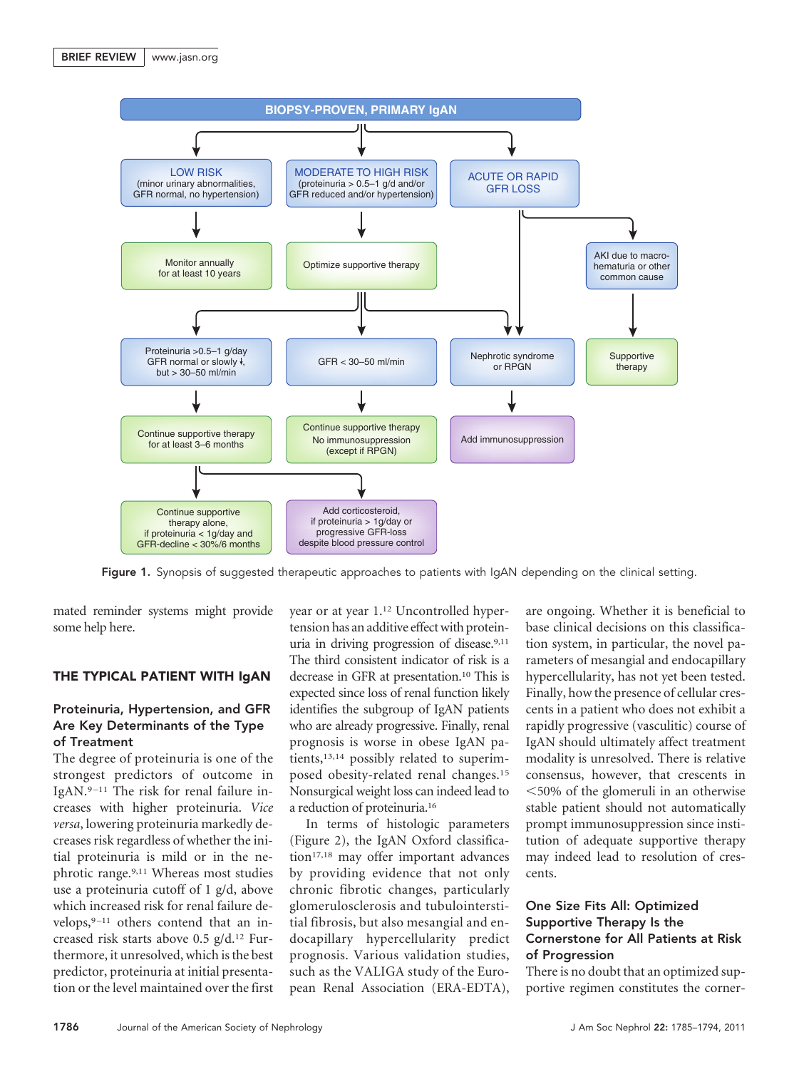**BIOPSY-PROVEN, PRIMARY IgAN**

- **LOW RISK** (minor urinary abnormalities, GFR normal, no hypertension)
  - Monitor annually for at least 10 years
- **MODERATE TO HIGH RISK** (proteinuria > 0.5–1 g/d and/or GFR reduced and/or hypertension)
  - Optimize supportive therapy
    - Proteinuria >0.5–1 g/day, GFR normal or slowly ↓, but > 30–50 ml/min
      - Continue supportive therapy for at least 3–6 months
        - Continue supportive therapy alone, if proteinuria < 1g/day and GFR-decline < 30%/6 months
        - Add corticosteroid, if proteinuria > 1g/day or progressive GFR-loss despite blood pressure control
    - GFR < 30–50 ml/min
      - Continue supportive therapy. No immunosuppression (except if RPGN)
    - Nephrotic syndrome or RPGN
      - Add immunosuppression
- **ACUTE OR RAPID GFR LOSS**
  - Nephrotic syndrome or RPGN
    - Add immunosuppression
  - AKI due to macro-hematuria or other common cause
    - Supportive therapy

Figure 1. Synopsis of suggested therapeutic approaches to patients with IgAN depending on the clinical setting.

mated reminder systems might provide some help here.

## THE TYPICAL PATIENT WITH IgAN

### Proteinuria, Hypertension, and GFR Are Key Determinants of the Type of Treatment

The degree of proteinuria is one of the strongest predictors of outcome in IgAN.[9–11] The risk for renal failure increases with higher proteinuria. *Vice versa*, lowering proteinuria markedly decreases risk regardless of whether the initial proteinuria is mild or in the nephrotic range.[9,11] Whereas most studies use a proteinuria cutoff of 1 g/d, above which increased risk for renal failure develops,[9–11] others contend that an increased risk starts above 0.5 g/d.[12] Furthermore, it unresolved, which is the best predictor, proteinuria at initial presentation or the level maintained over the first year or at year 1.[12] Uncontrolled hypertension has an additive effect with proteinuria in driving progression of disease.[9,11] The third consistent indicator of risk is a decrease in GFR at presentation.[10] This is expected since loss of renal function likely identifies the subgroup of IgAN patients who are already progressive. Finally, renal prognosis is worse in obese IgAN patients,[13,14] possibly related to superimposed obesity-related renal changes.[15] Nonsurgical weight loss can indeed lead to a reduction of proteinuria.[16]

In terms of histologic parameters (Figure 2), the IgAN Oxford classification[17,18] may offer important advances by providing evidence that not only chronic fibrotic changes, particularly glomerulosclerosis and tubulointerstitial fibrosis, but also mesangial and endocapillary hypercellularity predict prognosis. Various validation studies, such as the VALIGA study of the European Renal Association (ERA-EDTA), are ongoing. Whether it is beneficial to base clinical decisions on this classification system, in particular, the novel parameters of mesangial and endocapillary hypercellularity, has not yet been tested. Finally, how the presence of cellular crescents in a patient who does not exhibit a rapidly progressive (vasculitic) course of IgAN should ultimately affect treatment modality is unresolved. There is relative consensus, however, that crescents in <50% of the glomeruli in an otherwise stable patient should not automatically prompt immunosuppression since institution of adequate supportive therapy may indeed lead to resolution of crescents.

### One Size Fits All: Optimized Supportive Therapy Is the Cornerstone for All Patients at Risk of Progression

There is no doubt that an optimized supportive regimen constitutes the corner-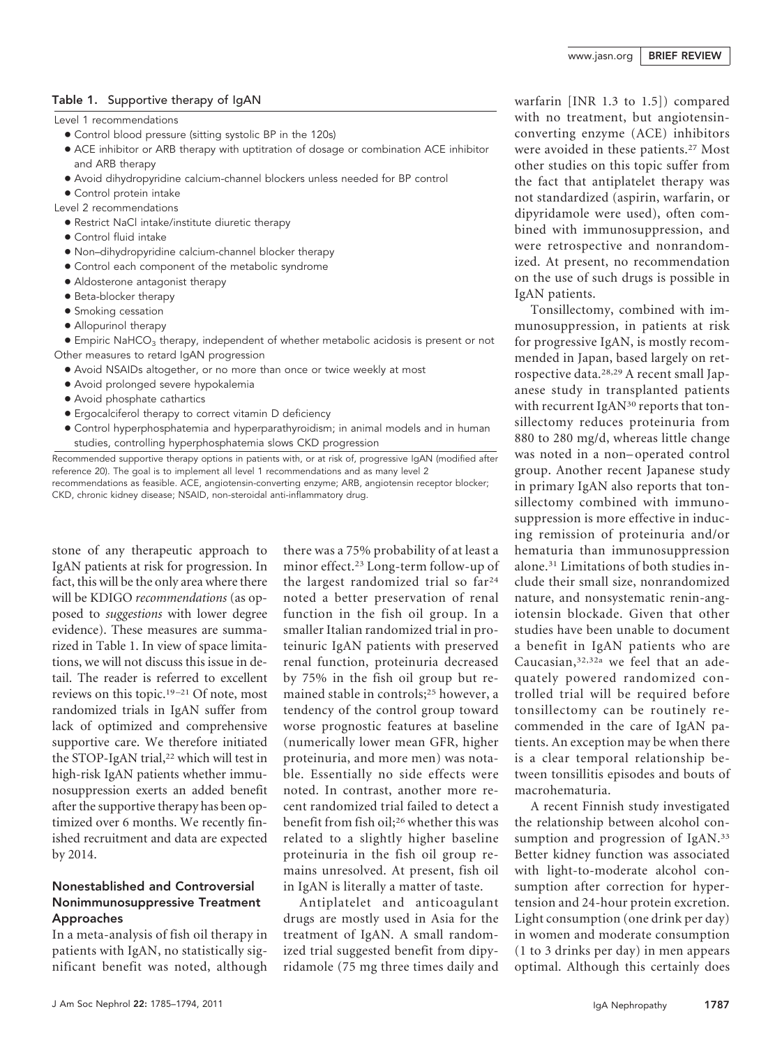**Table 1.** Supportive therapy of IgAN

Level 1 recommendations

- Control blood pressure (sitting systolic BP in the 120s)
- ACE inhibitor or ARB therapy with uptitration of dosage or combination ACE inhibitor and ARB therapy
- Avoid dihydropyridine calcium-channel blockers unless needed for BP control
- Control protein intake

Level 2 recommendations

- Restrict NaCl intake/institute diuretic therapy
- Control fluid intake
- Non–dihydropyridine calcium-channel blocker therapy
- Control each component of the metabolic syndrome
- Aldosterone antagonist therapy
- Beta-blocker therapy
- Smoking cessation
- Allopurinol therapy
- Empiric $NaHCO_3$ therapy, independent of whether metabolic acidosis is present or not

Other measures to retard IgAN progression

- Avoid NSAIDs altogether, or no more than once or twice weekly at most
- Avoid prolonged severe hypokalemia
- Avoid phosphate cathartics
- Ergocalciferol therapy to correct vitamin D deficiency
- Control hyperphosphatemia and hyperparathyroidism; in animal models and in human studies, controlling hyperphosphatemia slows CKD progression

Recommended supportive therapy options in patients with, or at risk of, progressive IgAN (modified after reference 20). The goal is to implement all level 1 recommendations and as many level 2 recommendations as feasible. ACE, angiotensin-converting enzyme; ARB, angiotensin receptor blocker; CKD, chronic kidney disease; NSAID, non-steroidal anti-inflammatory drug.

stone of any therapeutic approach to IgAN patients at risk for progression. In fact, this will be the only area where there will be KDIGO *recommendations* (as opposed to *suggestions* with lower degree evidence). These measures are summarized in Table 1. In view of space limitations, we will not discuss this issue in detail. The reader is referred to excellent reviews on this topic.[19–21] Of note, most randomized trials in IgAN suffer from lack of optimized and comprehensive supportive care. We therefore initiated the STOP-IgAN trial,[22] which will test in high-risk IgAN patients whether immunosuppression exerts an added benefit after the supportive therapy has been optimized over 6 months. We recently finished recruitment and data are expected by 2014.

## Nonestablished and Controversial Nonimmunosuppressive Treatment Approaches

In a meta-analysis of fish oil therapy in patients with IgAN, no statistically significant benefit was noted, although there was a 75% probability of at least a minor effect.[23] Long-term follow-up of the largest randomized trial so far[24] noted a better preservation of renal function in the fish oil group. In a smaller Italian randomized trial in proteinuric IgAN patients with preserved renal function, proteinuria decreased by 75% in the fish oil group but remained stable in controls;[25] however, a tendency of the control group toward worse prognostic features at baseline (numerically lower mean GFR, higher proteinuria, and more men) was notable. Essentially no side effects were noted. In contrast, another more recent randomized trial failed to detect a benefit from fish oil;[26] whether this was related to a slightly higher baseline proteinuria in the fish oil group remains unresolved. At present, fish oil in IgAN is literally a matter of taste.

Antiplatelet and anticoagulant drugs are mostly used in Asia for the treatment of IgAN. A small randomized trial suggested benefit from dipyridamole (75 mg three times daily and warfarin [INR 1.3 to 1.5]) compared with no treatment, but angiotensin-converting enzyme (ACE) inhibitors were avoided in these patients.[27] Most other studies on this topic suffer from the fact that antiplatelet therapy was not standardized (aspirin, warfarin, or dipyridamole were used), often combined with immunosuppression, and were retrospective and nonrandomized. At present, no recommendation on the use of such drugs is possible in IgAN patients.

Tonsillectomy, combined with immunosuppression, in patients at risk for progressive IgAN, is mostly recommended in Japan, based largely on retrospective data.[28,29] A recent small Japanese study in transplanted patients with recurrent IgAN[30] reports that tonsillectomy reduces proteinuria from 880 to 280 mg/d, whereas little change was noted in a non–operated control group. Another recent Japanese study in primary IgAN also reports that tonsillectomy combined with immunosuppression is more effective in inducing remission of proteinuria and/or hematuria than immunosuppression alone.[31] Limitations of both studies include their small size, nonrandomized nature, and nonsystematic renin-angiotensin blockade. Given that other studies have been unable to document a benefit in IgAN patients who are Caucasian,[32,32a] we feel that an adequately powered randomized controlled trial will be required before tonsillectomy can be routinely recommended in the care of IgAN patients. An exception may be when there is a clear temporal relationship between tonsillitis episodes and bouts of macrohematuria.

A recent Finnish study investigated the relationship between alcohol consumption and progression of IgAN.[33] Better kidney function was associated with light-to-moderate alcohol consumption after correction for hypertension and 24-hour protein excretion. Light consumption (one drink per day) in women and moderate consumption (1 to 3 drinks per day) in men appears optimal. Although this certainly does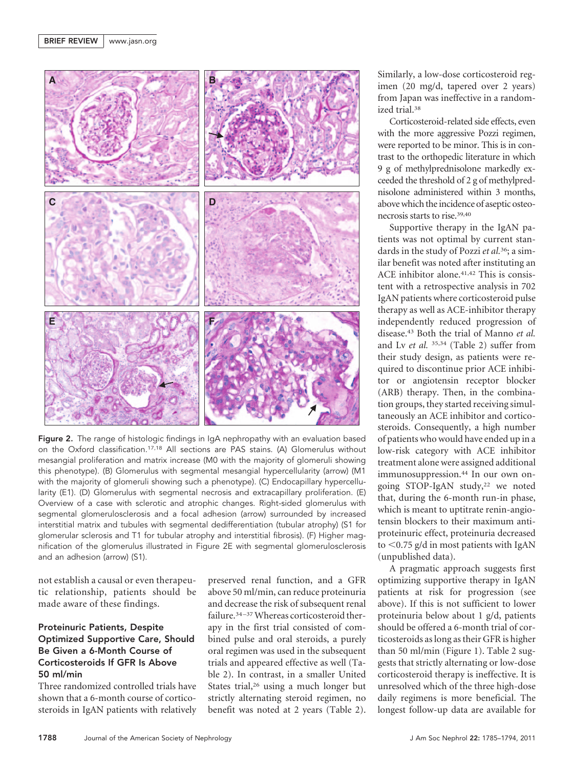Figure 2. The range of histologic findings in IgA nephropathy with an evaluation based on the Oxford classification.[17,18] All sections are PAS stains. (A) Glomerulus without mesangial proliferation and matrix increase (M0 with the majority of glomeruli showing this phenotype). (B) Glomerulus with segmental mesangial hypercellularity (arrow) (M1 with the majority of glomeruli showing such a phenotype). (C) Endocapillary hypercellularity (E1). (D) Glomerulus with segmental necrosis and extracapillary proliferation. (E) Overview of a case with sclerotic and atrophic changes. Right-sided glomerulus with segmental glomerulosclerosis and a focal adhesion (arrow) surrounded by increased interstitial matrix and tubules with segmental dedifferentiation (tubular atrophy) (S1 for glomerular sclerosis and T1 for tubular atrophy and interstitial fibrosis). (F) Higher magnification of the glomerulus illustrated in Figure 2E with segmental glomerulosclerosis and an adhesion (arrow) (S1).

not establish a causal or even therapeutic relationship, patients should be made aware of these findings.

### Proteinuric Patients, Despite Optimized Supportive Care, Should Be Given a 6-Month Course of Corticosteroids If GFR Is Above 50 ml/min

Three randomized controlled trials have shown that a 6-month course of corticosteroids in IgAN patients with relatively preserved renal function, and a GFR above 50 ml/min, can reduce proteinuria and decrease the risk of subsequent renal failure.[34–37] Whereas corticosteroid therapy in the first trial consisted of combined pulse and oral steroids, a purely oral regimen was used in the subsequent trials and appeared effective as well (Table 2). In contrast, in a smaller United States trial,[26] using a much longer but strictly alternating steroid regimen, no benefit was noted at 2 years (Table 2). Similarly, a low-dose corticosteroid regimen (20 mg/d, tapered over 2 years) from Japan was ineffective in a randomized trial.[38]

Corticosteroid-related side effects, even with the more aggressive Pozzi regimen, were reported to be minor. This is in contrast to the orthopedic literature in which 9 g of methylprednisolone markedly exceeded the threshold of 2 g of methylprednisolone administered within 3 months, above which the incidence of aseptic osteonecrosis starts to rise.[39,40]

Supportive therapy in the IgAN patients was not optimal by current standards in the study of Pozzi *et al.*[36]; a similar benefit was noted after instituting an ACE inhibitor alone.[41,42] This is consistent with a retrospective analysis in 702 IgAN patients where corticosteroid pulse therapy as well as ACE-inhibitor therapy independently reduced progression of disease.[43] Both the trial of Manno *et al.* and Lv *et al.* [35,34] (Table 2) suffer from their study design, as patients were required to discontinue prior ACE inhibitor or angiotensin receptor blocker (ARB) therapy. Then, in the combination groups, they started receiving simultaneously an ACE inhibitor and corticosteroids. Consequently, a high number of patients who would have ended up in a low-risk category with ACE inhibitor treatment alone were assigned additional immunosuppression.[44] In our own ongoing STOP-IgAN study,[22] we noted that, during the 6-month run-in phase, which is meant to uptitrate renin-angiotensin blockers to their maximum antiproteinuric effect, proteinuria decreased to <0.75 g/d in most patients with IgAN (unpublished data).

A pragmatic approach suggests first optimizing supportive therapy in IgAN patients at risk for progression (see above). If this is not sufficient to lower proteinuria below about 1 g/d, patients should be offered a 6-month trial of corticosteroids as long as their GFR is higher than 50 ml/min (Figure 1). Table 2 suggests that strictly alternating or low-dose corticosteroid therapy is ineffective. It is unresolved which of the three high-dose daily regimens is more beneficial. The longest follow-up data are available for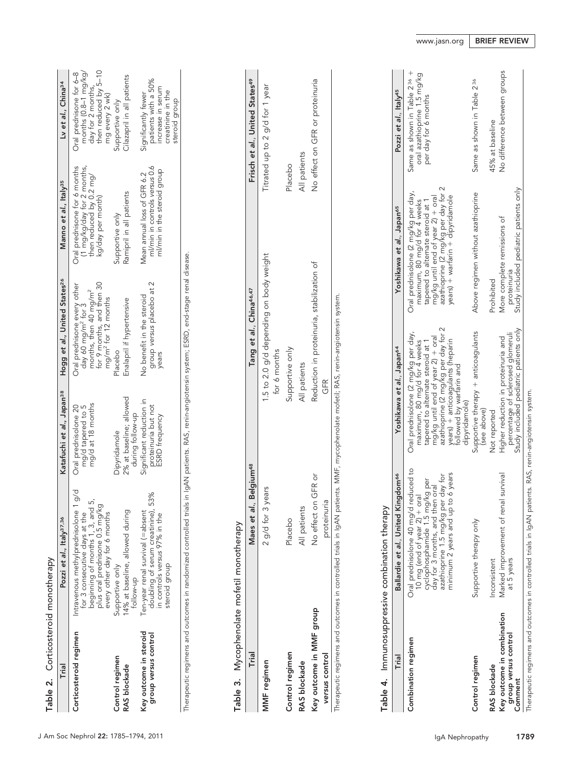Table 2. Corticosteroid monotherapy

| Trial | Pozzi et al., Italy[37,36] | Katafuchi et al., Japan[38] | Hogg et al., United States[26] | Manno et al., Italy[35] | Lv et al., China[34] |
|---|---|---|---|---|---|
| Corticosteroid regimen | Intravenous methylprednisolone 1 g/d for 3 consecutive days at the beginning of months 1, 3, and 5, plus oral prednisone 0.5 mg/kg every other day for 6 months | Oral prednisolone 20 mg/d tapered to 5 mg/d at 18 months | Oral prednisone every other day 60 mg/m² for 3 months, then 40 mg/m² for 9 months, and then 30 mg/m² for 12 months | Oral prednisone for 6 months (1 mg/kg/day for 2 months, then reduced by 0.2 mg/kg/day per month) | Oral prednisone for 6–8 months (0.8–1 mg/kg/day for 2 months, then reduced by 5–10 mg every 2 wk) |
| Control regimen | Supportive only | Dipyridamole | Placebo | Supportive only | Supportive only |
| RAS blockade | 14% at baseline, allowed during follow-up | 2% at baseline; allowed during follow-up | Enalapril if hypertensive | Ramipril in all patients | Cilazapril in all patients |
| Key outcome in steroid group versus control | Ten-year renal survival (=absent doubling of serum creatinine), 53% in controls versus 97% in the steroid group | Significant reduction in proteinuria but not ESRD frequency | No benefit in the steroid group versus placebo at 2 years | Mean annual loss of GFR 6.2 ml/min in controls versus 0.6 ml/min in the steroid group | Significantly fewer patients with a 50% increase in serum creatinine in the steroid group |

Therapeutic regimens and outcomes in randomized controlled trials in IgAN patients. RAS, renin-angiotensin system; ESRD, end-stage renal disease.

Table 3. Mycophenolate mofetil monotherapy

| Trial | Maes et al., Belgium[48] | Tang et al., China[46,47] | Frisch et al., United States[49] |
|---|---|---|---|
| MMF regimen | 2 g/d for 3 years | 1.5 to 2.0 g/d depending on body weight for 6 months | Titrated up to 2 g/d for 1 year |
| Control regimen | Placebo | Supportive only | Placebo |
| RAS blockade | All patients | All patients | All patients |
| Key outcome in MMF group versus control | No effect on GFR or proteinuria | Reduction in proteinuria, stabilization of GFR | No effect on GFR or proteinuria |

Therapeutic regimens and outcomes in controlled trials in IgAN patients. MMF, mycophenolate mofetil; RAS, renin-angiotensin system.

Table 4. Immunosuppressive combination therapy

| Trial | Ballardie et al., United Kingdom[66] | Yoshikawa et al., Japan[64] | Yoshikawa et al., Japan[65] | Pozzi et al., Italy[45] |
|---|---|---|---|---|
| Combination regimen | Oral prednisolone 40 mg/d reduced to 10 mg (end of year 2) + oral cyclophosphamide 1.5 mg/kg per day for 3 months, and then oral azathioprine 1.5 mg/kg per day for minimum 2 years and up to 6 years | Oral prednisolone (2 mg/kg per day, maximum, 80 mg/d for 4 weeks tapered to alternate steroid at 1 mg/kg until end of year 2) + oral azathioprine (2 mg/kg per day for 2 years) + anticoagulants (heparin followed by warfarin and dipyridamole) | Oral prednisolone (2 mg/kg per day, maximum, 80 mg/d for 4 weeks tapered to alternate steroid at 1 mg/kg until end of year 2) + oral azathioprine (2 mg/kg per day for 2 years) + warfarin + dipyridamole | Same as shown in Table 2[36] + oral azathioprine 1.5 mg/kg per day for 6 months |
| Control regimen | Supportive therapy only | Supportive therapy + anticoagulants (see above) | Above regimen without azathioprine | Same as shown in Table 2[36] |
| RAS blockade | Inconsistent | Not reported | Prohibited | 45% at baseline |
| Key outcome in combination group versus control | Marked improvement of renal survival at 5 years | Higher reduction in proteinuria and percentage of sclerosed glomeruli | More complete remissions of proteinuria | No difference between groups |
| Comment | | Study included pediatric patients only | Study included pediatric patients only | |

Therapeutic regimens and outcomes in controlled trials in IgAN patients. RAS, renin-angiotensin system.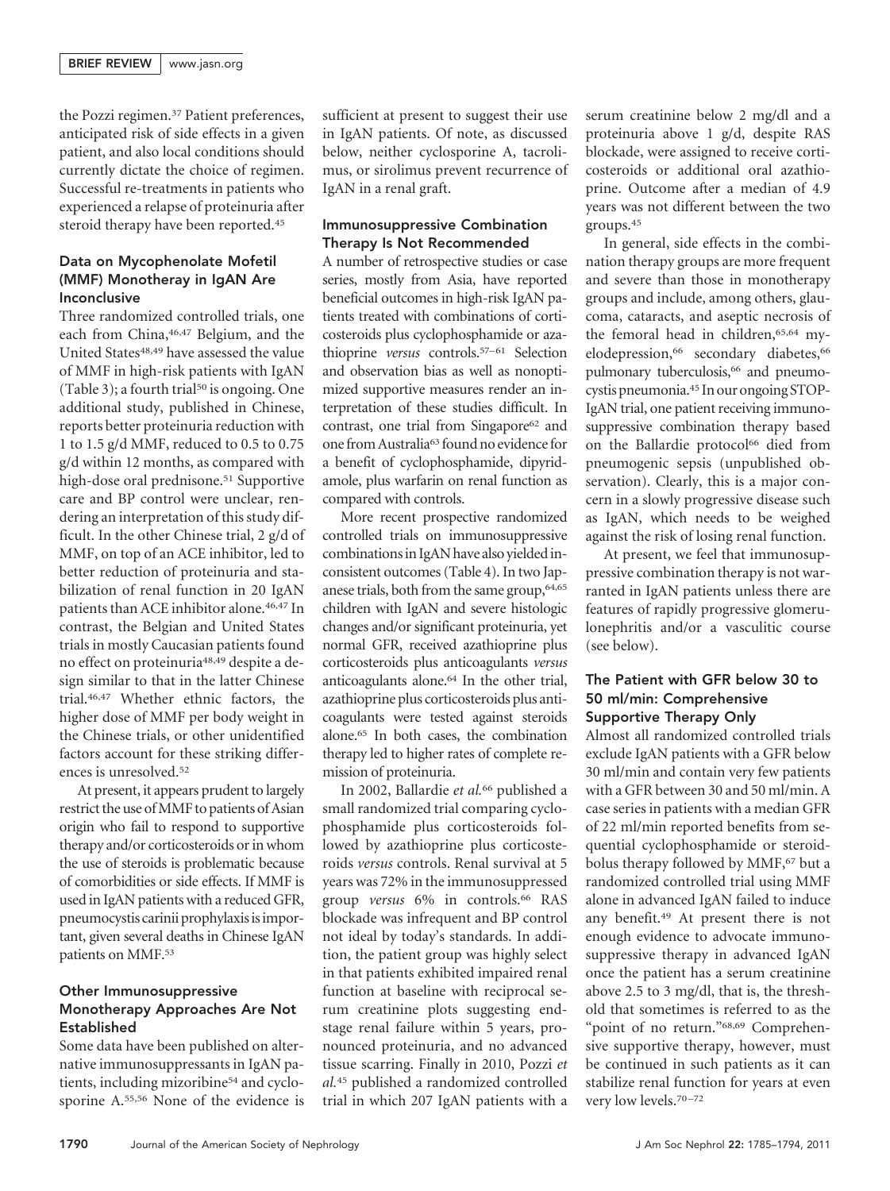the Pozzi regimen.[37] Patient preferences, anticipated risk of side effects in a given patient, and also local conditions should currently dictate the choice of regimen. Successful re-treatments in patients who experienced a relapse of proteinuria after steroid therapy have been reported.[45]

### Data on Mycophenolate Mofetil (MMF) Monotheray in IgAN Are Inconclusive

Three randomized controlled trials, one each from China,[46,47] Belgium, and the United States[48,49] have assessed the value of MMF in high-risk patients with IgAN (Table 3); a fourth trial[50] is ongoing. One additional study, published in Chinese, reports better proteinuria reduction with 1 to 1.5 g/d MMF, reduced to 0.5 to 0.75 g/d within 12 months, as compared with high-dose oral prednisone.[51] Supportive care and BP control were unclear, rendering an interpretation of this study difficult. In the other Chinese trial, 2 g/d of MMF, on top of an ACE inhibitor, led to better reduction of proteinuria and stabilization of renal function in 20 IgAN patients than ACE inhibitor alone.[46,47] In contrast, the Belgian and United States trials in mostly Caucasian patients found no effect on proteinuria[48,49] despite a design similar to that in the latter Chinese trial.[46,47] Whether ethnic factors, the higher dose of MMF per body weight in the Chinese trials, or other unidentified factors account for these striking differences is unresolved.[52]

At present, it appears prudent to largely restrict the use of MMF to patients of Asian origin who fail to respond to supportive therapy and/or corticosteroids or in whom the use of steroids is problematic because of comorbidities or side effects. If MMF is used in IgAN patients with a reduced GFR, pneumocystis carinii prophylaxis is important, given several deaths in Chinese IgAN patients on MMF.[53]

### Other Immunosuppressive Monotherapy Approaches Are Not Established

Some data have been published on alternative immunosuppressants in IgAN patients, including mizoribine[54] and cyclosporine A.[55,56] None of the evidence is sufficient at present to suggest their use in IgAN patients. Of note, as discussed below, neither cyclosporine A, tacrolimus, or sirolimus prevent recurrence of IgAN in a renal graft.

### Immunosuppressive Combination Therapy Is Not Recommended

A number of retrospective studies or case series, mostly from Asia, have reported beneficial outcomes in high-risk IgAN patients treated with combinations of corticosteroids plus cyclophosphamide or azathioprine *versus* controls.[57–61] Selection and observation bias as well as nonoptimized supportive measures render an interpretation of these studies difficult. In contrast, one trial from Singapore[62] and one from Australia[63] found no evidence for a benefit of cyclophosphamide, dipyridamole, plus warfarin on renal function as compared with controls.

More recent prospective randomized controlled trials on immunosuppressive combinations in IgAN have also yielded inconsistent outcomes (Table 4). In two Japanese trials, both from the same group,[64,65] children with IgAN and severe histologic changes and/or significant proteinuria, yet normal GFR, received azathioprine plus corticosteroids plus anticoagulants *versus* anticoagulants alone.[64] In the other trial, azathioprine plus corticosteroids plus anticoagulants were tested against steroids alone.[65] In both cases, the combination therapy led to higher rates of complete remission of proteinuria.

In 2002, Ballardie *et al.*[66] published a small randomized trial comparing cyclophosphamide plus corticosteroids followed by azathioprine plus corticosteroids *versus* controls. Renal survival at 5 years was 72% in the immunosuppressed group *versus* 6% in controls.[66] RAS blockade was infrequent and BP control not ideal by today's standards. In addition, the patient group was highly select in that patients exhibited impaired renal function at baseline with reciprocal serum creatinine plots suggesting end-stage renal failure within 5 years, pronounced proteinuria, and no advanced tissue scarring. Finally in 2010, Pozzi *et al.*[45] published a randomized controlled trial in which 207 IgAN patients with a serum creatinine below 2 mg/dl and a proteinuria above 1 g/d, despite RAS blockade, were assigned to receive corticosteroids or additional oral azathioprine. Outcome after a median of 4.9 years was not different between the two groups.[45]

In general, side effects in the combination therapy groups are more frequent and severe than those in monotherapy groups and include, among others, glaucoma, cataracts, and aseptic necrosis of the femoral head in children,[65,64] myelodepression,[66] secondary diabetes,[66] pulmonary tuberculosis,[66] and pneumocystis pneumonia.[45] In our ongoing STOP-IgAN trial, one patient receiving immunosuppressive combination therapy based on the Ballardie protocol[66] died from pneumogenic sepsis (unpublished observation). Clearly, this is a major concern in a slowly progressive disease such as IgAN, which needs to be weighed against the risk of losing renal function.

At present, we feel that immunosuppressive combination therapy is not warranted in IgAN patients unless there are features of rapidly progressive glomerulonephritis and/or a vasculitic course (see below).

### The Patient with GFR below 30 to 50 ml/min: Comprehensive Supportive Therapy Only

Almost all randomized controlled trials exclude IgAN patients with a GFR below 30 ml/min and contain very few patients with a GFR between 30 and 50 ml/min. A case series in patients with a median GFR of 22 ml/min reported benefits from sequential cyclophosphamide or steroid-bolus therapy followed by MMF,[67] but a randomized controlled trial using MMF alone in advanced IgAN failed to induce any benefit.[49] At present there is not enough evidence to advocate immunosuppressive therapy in advanced IgAN once the patient has a serum creatinine above 2.5 to 3 mg/dl, that is, the threshold that sometimes is referred to as the "point of no return."[68,69] Comprehensive supportive therapy, however, must be continued in such patients as it can stabilize renal function for years at even very low levels.[70–72]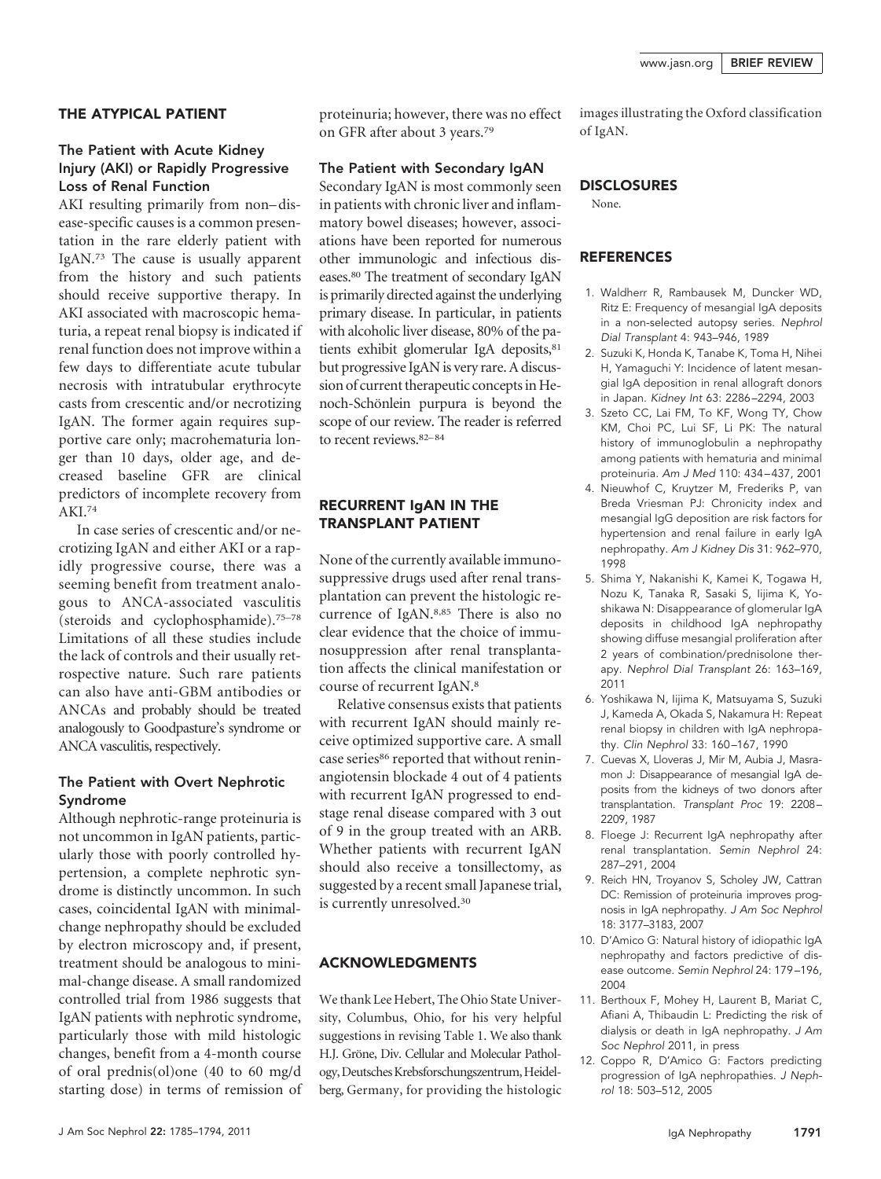## THE ATYPICAL PATIENT

### The Patient with Acute Kidney Injury (AKI) or Rapidly Progressive Loss of Renal Function

AKI resulting primarily from non–disease-specific causes is a common presentation in the rare elderly patient with IgAN.[73] The cause is usually apparent from the history and such patients should receive supportive therapy. In AKI associated with macroscopic hematuria, a repeat renal biopsy is indicated if renal function does not improve within a few days to differentiate acute tubular necrosis with intratubular erythrocyte casts from crescentic and/or necrotizing IgAN. The former again requires supportive care only; macrohematuria longer than 10 days, older age, and decreased baseline GFR are clinical predictors of incomplete recovery from AKI.[74]

In case series of crescentic and/or necrotizing IgAN and either AKI or a rapidly progressive course, there was a seeming benefit from treatment analogous to ANCA-associated vasculitis (steroids and cyclophosphamide).[75–78] Limitations of all these studies include the lack of controls and their usually retrospective nature. Such rare patients can also have anti-GBM antibodies or ANCAs and probably should be treated analogously to Goodpasture's syndrome or ANCA vasculitis, respectively.

### The Patient with Overt Nephrotic Syndrome

Although nephrotic-range proteinuria is not uncommon in IgAN patients, particularly those with poorly controlled hypertension, a complete nephrotic syndrome is distinctly uncommon. In such cases, coincidental IgAN with minimal-change nephropathy should be excluded by electron microscopy and, if present, treatment should be analogous to minimal-change disease. A small randomized controlled trial from 1986 suggests that IgAN patients with nephrotic syndrome, particularly those with mild histologic changes, benefit from a 4-month course of oral prednis(ol)one (40 to 60 mg/d starting dose) in terms of remission of proteinuria; however, there was no effect on GFR after about 3 years.[79]

### The Patient with Secondary IgAN

Secondary IgAN is most commonly seen in patients with chronic liver and inflammatory bowel diseases; however, associations have been reported for numerous other immunologic and infectious diseases.[80] The treatment of secondary IgAN is primarily directed against the underlying primary disease. In particular, in patients with alcoholic liver disease, 80% of the patients exhibit glomerular IgA deposits,[81] but progressive IgAN is very rare. A discussion of current therapeutic concepts in Henoch-Schönlein purpura is beyond the scope of our review. The reader is referred to recent reviews.[82–84]

## RECURRENT IgAN IN THE TRANSPLANT PATIENT

None of the currently available immunosuppressive drugs used after renal transplantation can prevent the histologic recurrence of IgAN.[8,85] There is also no clear evidence that the choice of immunosuppression after renal transplantation affects the clinical manifestation or course of recurrent IgAN.[8]

Relative consensus exists that patients with recurrent IgAN should mainly receive optimized supportive care. A small case series[86] reported that without renin-angiotensin blockade 4 out of 4 patients with recurrent IgAN progressed to end-stage renal disease compared with 3 out of 9 in the group treated with an ARB. Whether patients with recurrent IgAN should also receive a tonsillectomy, as suggested by a recent small Japanese trial, is currently unresolved.[30]

## ACKNOWLEDGMENTS

We thank Lee Hebert, The Ohio State University, Columbus, Ohio, for his very helpful suggestions in revising Table 1. We also thank H.J. Gröne, Div. Cellular and Molecular Pathology, Deutsches Krebsforschungszentrum, Heidelberg, Germany, for providing the histologic images illustrating the Oxford classification of IgAN.

## DISCLOSURES

None.

## REFERENCES

1. Waldherr R, Rambausek M, Duncker WD, Ritz E: Frequency of mesangial IgA deposits in a non-selected autopsy series. *Nephrol Dial Transplant* 4: 943–946, 1989
2. Suzuki K, Honda K, Tanabe K, Toma H, Nihei H, Yamaguchi Y: Incidence of latent mesangial IgA deposition in renal allograft donors in Japan. *Kidney Int* 63: 2286–2294, 2003
3. Szeto CC, Lai FM, To KF, Wong TY, Chow KM, Choi PC, Lui SF, Li PK: The natural history of immunoglobulin a nephropathy among patients with hematuria and minimal proteinuria. *Am J Med* 110: 434–437, 2001
4. Nieuwhof C, Kruytzer M, Frederiks P, van Breda Vriesman PJ: Chronicity index and mesangial IgG deposition are risk factors for hypertension and renal failure in early IgA nephropathy. *Am J Kidney Dis* 31: 962–970, 1998
5. Shima Y, Nakanishi K, Kamei K, Togawa H, Nozu K, Tanaka R, Sasaki S, Iijima K, Yoshikawa N: Disappearance of glomerular IgA deposits in childhood IgA nephropathy showing diffuse mesangial proliferation after 2 years of combination/prednisolone therapy. *Nephrol Dial Transplant* 26: 163–169, 2011
6. Yoshikawa N, Iijima K, Matsuyama S, Suzuki J, Kameda A, Okada S, Nakamura H: Repeat renal biopsy in children with IgA nephropathy. *Clin Nephrol* 33: 160–167, 1990
7. Cuevas X, Lloveras J, Mir M, Aubia J, Masramon J: Disappearance of mesangial IgA deposits from the kidneys of two donors after transplantation. *Transplant Proc* 19: 2208–2209, 1987
8. Floege J: Recurrent IgA nephropathy after renal transplantation. *Semin Nephrol* 24: 287–291, 2004
9. Reich HN, Troyanov S, Scholey JW, Cattran DC: Remission of proteinuria improves prognosis in IgA nephropathy. *J Am Soc Nephrol* 18: 3177–3183, 2007
10. D'Amico G: Natural history of idiopathic IgA nephropathy and factors predictive of disease outcome. *Semin Nephrol* 24: 179–196, 2004
11. Berthoux F, Mohey H, Laurent B, Mariat C, Afiani A, Thibaudin L: Predicting the risk of dialysis or death in IgA nephropathy. *J Am Soc Nephrol* 2011, in press
12. Coppo R, D'Amico G: Factors predicting progression of IgA nephropathies. *J Nephrol* 18: 503–512, 2005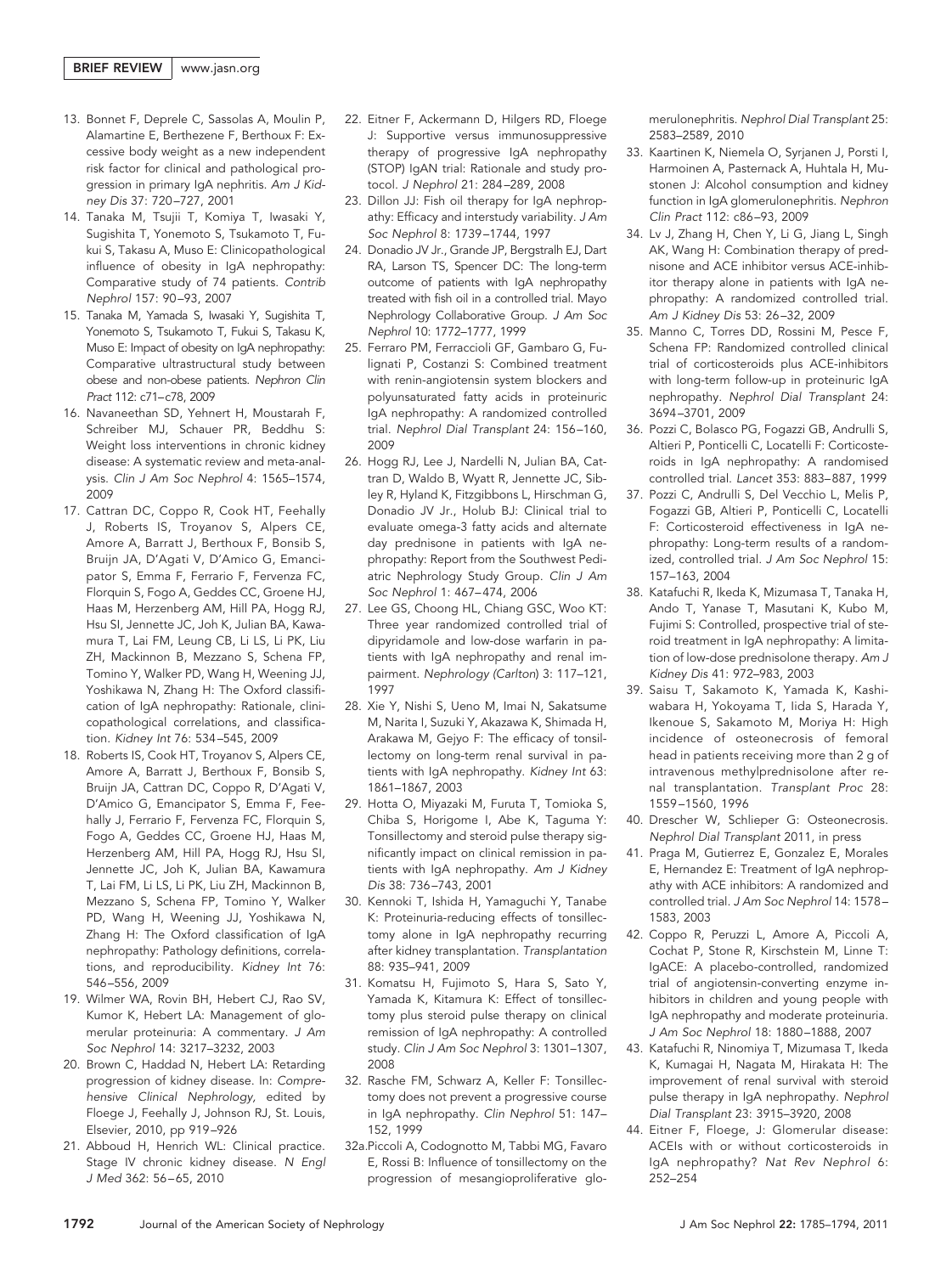13. Bonnet F, Deprele C, Sassolas A, Moulin P, Alamartine E, Berthezene F, Berthoux F: Excessive body weight as a new independent risk factor for clinical and pathological progression in primary IgA nephritis. *Am J Kidney Dis* 37: 720–727, 2001
14. Tanaka M, Tsujii T, Komiya T, Iwasaki Y, Sugishita T, Yonemoto S, Tsukamoto T, Fukui S, Takasu A, Muso E: Clinicopathological influence of obesity in IgA nephropathy: Comparative study of 74 patients. *Contrib Nephrol* 157: 90–93, 2007
15. Tanaka M, Yamada S, Iwasaki Y, Sugishita T, Yonemoto S, Tsukamoto T, Fukui S, Takasu K, Muso E: Impact of obesity on IgA nephropathy: Comparative ultrastructural study between obese and non-obese patients. *Nephron Clin Pract* 112: c71–c78, 2009
16. Navaneethan SD, Yehnert H, Moustarah F, Schreiber MJ, Schauer PR, Beddhu S: Weight loss interventions in chronic kidney disease: A systematic review and meta-analysis. *Clin J Am Soc Nephrol* 4: 1565–1574, 2009
17. Cattran DC, Coppo R, Cook HT, Feehally J, Roberts IS, Troyanov S, Alpers CE, Amore A, Barratt J, Berthoux F, Bonsib S, Bruijn JA, D'Agati V, D'Amico G, Emancipator S, Emma F, Ferrario F, Fervenza FC, Florquin S, Fogo A, Geddes CC, Groene HJ, Haas M, Herzenberg AM, Hill PA, Hogg RJ, Hsu SI, Jennette JC, Joh K, Julian BA, Kawamura T, Lai FM, Leung CB, Li LS, Li PK, Liu ZH, Mackinnon B, Mezzano S, Schena FP, Tomino Y, Walker PD, Wang H, Weening JJ, Yoshikawa N, Zhang H: The Oxford classification of IgA nephropathy: Rationale, clinicopathological correlations, and classification. *Kidney Int* 76: 534–545, 2009
18. Roberts IS, Cook HT, Troyanov S, Alpers CE, Amore A, Barratt J, Berthoux F, Bonsib S, Bruijn JA, Cattran DC, Coppo R, D'Agati V, D'Amico G, Emancipator S, Emma F, Feehally J, Ferrario F, Fervenza FC, Florquin S, Fogo A, Geddes CC, Groene HJ, Haas M, Herzenberg AM, Hill PA, Hogg RJ, Hsu SI, Jennette JC, Joh K, Julian BA, Kawamura T, Lai FM, Li LS, Li PK, Liu ZH, Mackinnon B, Mezzano S, Schena FP, Tomino Y, Walker PD, Wang H, Weening JJ, Yoshikawa N, Zhang H: The Oxford classification of IgA nephropathy: Pathology definitions, correlations, and reproducibility. *Kidney Int* 76: 546–556, 2009
19. Wilmer WA, Rovin BH, Hebert CJ, Rao SV, Kumor K, Hebert LA: Management of glomerular proteinuria: A commentary. *J Am Soc Nephrol* 14: 3217–3232, 2003
20. Brown C, Haddad N, Hebert LA: Retarding progression of kidney disease. In: *Comprehensive Clinical Nephrology*, edited by Floege J, Feehally J, Johnson RJ, St. Louis, Elsevier, 2010, pp 919–926
21. Abboud H, Henrich WL: Clinical practice. Stage IV chronic kidney disease. *N Engl J Med* 362: 56–65, 2010
22. Eitner F, Ackermann D, Hilgers RD, Floege J: Supportive versus immunosuppressive therapy of progressive IgA nephropathy (STOP) IgAN trial: Rationale and study protocol. *J Nephrol* 21: 284–289, 2008
23. Dillon JJ: Fish oil therapy for IgA nephropathy: Efficacy and interstudy variability. *J Am Soc Nephrol* 8: 1739–1744, 1997
24. Donadio JV Jr., Grande JP, Bergstralh EJ, Dart RA, Larson TS, Spencer DC: The long-term outcome of patients with IgA nephropathy treated with fish oil in a controlled trial. Mayo Nephrology Collaborative Group. *J Am Soc Nephrol* 10: 1772–1777, 1999
25. Ferraro PM, Ferraccioli GF, Gambaro G, Fulignati P, Costanzi S: Combined treatment with renin-angiotensin system blockers and polyunsaturated fatty acids in proteinuric IgA nephropathy: A randomized controlled trial. *Nephrol Dial Transplant* 24: 156–160, 2009
26. Hogg RJ, Lee J, Nardelli N, Julian BA, Cattran D, Waldo B, Wyatt R, Jennette JC, Sibley R, Hyland K, Fitzgibbons L, Hirschman G, Donadio JV Jr., Holub BJ: Clinical trial to evaluate omega-3 fatty acids and alternate day prednisone in patients with IgA nephropathy: Report from the Southwest Pediatric Nephrology Study Group. *Clin J Am Soc Nephrol* 1: 467–474, 2006
27. Lee GS, Choong HL, Chiang GSC, Woo KT: Three year randomized controlled trial of dipyridamole and low-dose warfarin in patients with IgA nephropathy and renal impairment. *Nephrology (Carlton)* 3: 117–121, 1997
28. Xie Y, Nishi S, Ueno M, Imai N, Sakatsume M, Narita I, Suzuki Y, Akazawa K, Shimada H, Arakawa M, Gejyo F: The efficacy of tonsillectomy on long-term renal survival in patients with IgA nephropathy. *Kidney Int* 63: 1861–1867, 2003
29. Hotta O, Miyazaki M, Furuta T, Tomioka S, Chiba S, Horigome I, Abe K, Taguma Y: Tonsillectomy and steroid pulse therapy significantly impact on clinical remission in patients with IgA nephropathy. *Am J Kidney Dis* 38: 736–743, 2001
30. Kennoki T, Ishida H, Yamaguchi Y, Tanabe K: Proteinuria-reducing effects of tonsillectomy alone in IgA nephropathy recurring after kidney transplantation. *Transplantation* 88: 935–941, 2009
31. Komatsu H, Fujimoto S, Hara S, Sato Y, Yamada K, Kitamura K: Effect of tonsillectomy plus steroid pulse therapy on clinical remission of IgA nephropathy: A controlled study. *Clin J Am Soc Nephrol* 3: 1301–1307, 2008
32. Rasche FM, Schwarz A, Keller F: Tonsillectomy does not prevent a progressive course in IgA nephropathy. *Clin Nephrol* 51: 147–152, 1999

32a. Piccoli A, Codognotto M, Tabbi MG, Favaro E, Rossi B: Influence of tonsillectomy on the progression of mesangioproliferative glomerulonephritis. *Nephrol Dial Transplant* 25: 2583–2589, 2010

33. Kaartinen K, Niemela O, Syrjanen J, Porsti I, Harmoinen A, Pasternack A, Huhtala H, Mustonen J: Alcohol consumption and kidney function in IgA glomerulonephritis. *Nephron Clin Pract* 112: c86–93, 2009
34. Lv J, Zhang H, Chen Y, Li G, Jiang L, Singh AK, Wang H: Combination therapy of prednisone and ACE inhibitor versus ACE-inhibitor therapy alone in patients with IgA nephropathy: A randomized controlled trial. *Am J Kidney Dis* 53: 26–32, 2009
35. Manno C, Torres DD, Rossini M, Pesce F, Schena FP: Randomized controlled clinical trial of corticosteroids plus ACE-inhibitors with long-term follow-up in proteinuric IgA nephropathy. *Nephrol Dial Transplant* 24: 3694–3701, 2009
36. Pozzi C, Bolasco PG, Fogazzi GB, Andrulli S, Altieri P, Ponticelli C, Locatelli F: Corticosteroids in IgA nephropathy: A randomised controlled trial. *Lancet* 353: 883–887, 1999
37. Pozzi C, Andrulli S, Del Vecchio L, Melis P, Fogazzi GB, Altieri P, Ponticelli C, Locatelli F: Corticosteroid effectiveness in IgA nephropathy: Long-term results of a randomized, controlled trial. *J Am Soc Nephrol* 15: 157–163, 2004
38. Katafuchi R, Ikeda K, Mizumasa T, Tanaka H, Ando T, Yanase T, Masutani K, Kubo M, Fujimi S: Controlled, prospective trial of steroid treatment in IgA nephropathy: A limitation of low-dose prednisolone therapy. *Am J Kidney Dis* 41: 972–983, 2003
39. Saisu T, Sakamoto K, Yamada K, Kashiwabara H, Yokoyama T, Iida S, Harada Y, Ikenoue S, Sakamoto M, Moriya H: High incidence of osteonecrosis of femoral head in patients receiving more than 2 g of intravenous methylprednisolone after renal transplantation. *Transplant Proc* 28: 1559–1560, 1996
40. Drescher W, Schlieper G: Osteonecrosis. *Nephrol Dial Transplant* 2011, in press
41. Praga M, Gutierrez E, Gonzalez E, Morales E, Hernandez E: Treatment of IgA nephropathy with ACE inhibitors: A randomized and controlled trial. *J Am Soc Nephrol* 14: 1578–1583, 2003
42. Coppo R, Peruzzi L, Amore A, Piccoli A, Cochat P, Stone R, Kirschstein M, Linne T: IgACE: A placebo-controlled, randomized trial of angiotensin-converting enzyme inhibitors in children and young people with IgA nephropathy and moderate proteinuria. *J Am Soc Nephrol* 18: 1880–1888, 2007
43. Katafuchi R, Ninomiya T, Mizumasa T, Ikeda K, Kumagai H, Nagata M, Hirakata H: The improvement of renal survival with steroid pulse therapy in IgA nephropathy. *Nephrol Dial Transplant* 23: 3915–3920, 2008
44. Eitner F, Floege, J: Glomerular disease: ACEIs with or without corticosteroids in IgA nephropathy? *Nat Rev Nephrol* 6: 252–254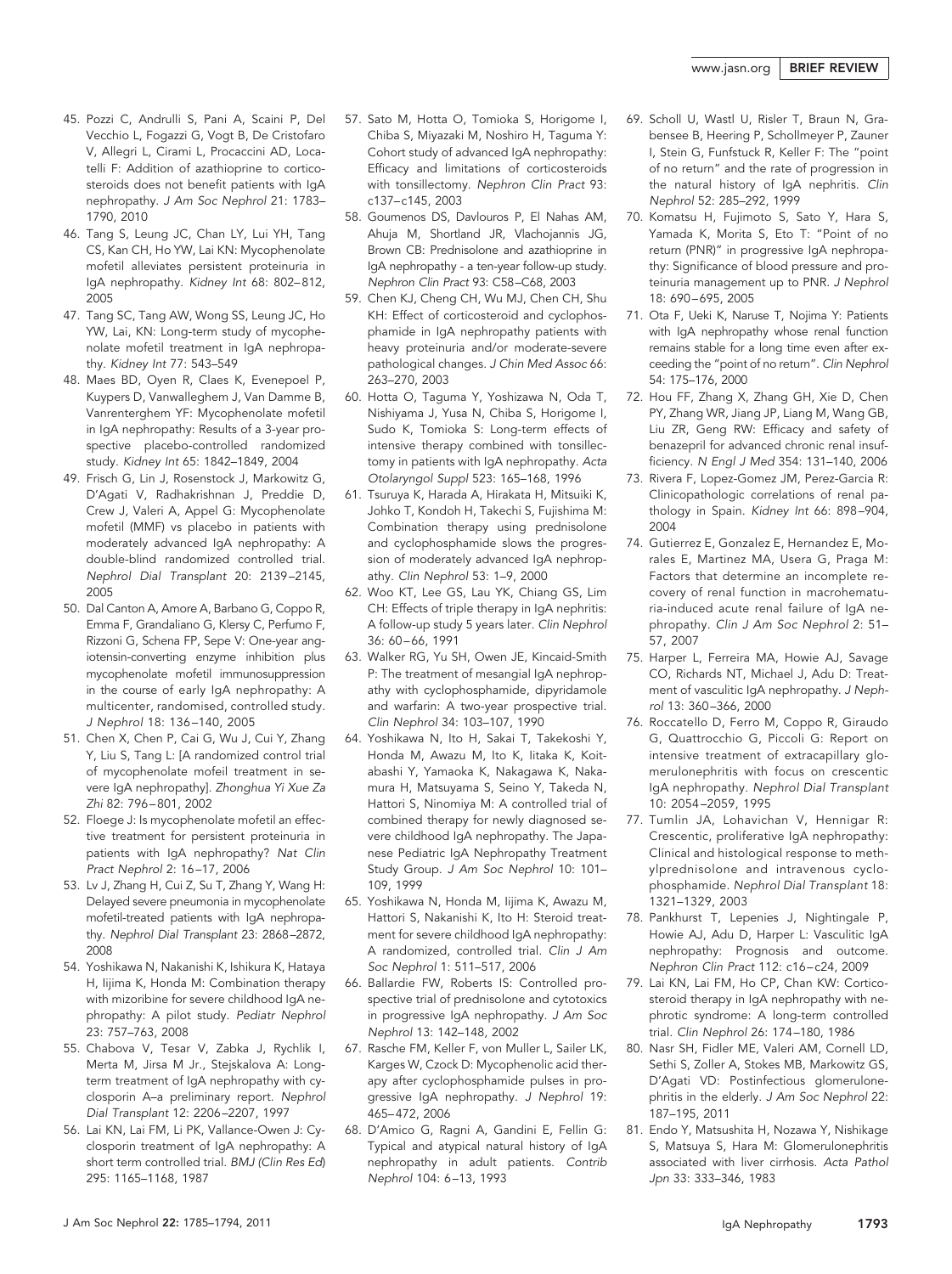45. Pozzi C, Andrulli S, Pani A, Scaini P, Del Vecchio L, Fogazzi G, Vogt B, De Cristofaro V, Allegri L, Cirami L, Procaccini AD, Locatelli F: Addition of azathioprine to corticosteroids does not benefit patients with IgA nephropathy. *J Am Soc Nephrol* 21: 1783–1790, 2010
46. Tang S, Leung JC, Chan LY, Lui YH, Tang CS, Kan CH, Ho YW, Lai KN: Mycophenolate mofetil alleviates persistent proteinuria in IgA nephropathy. *Kidney Int* 68: 802–812, 2005
47. Tang SC, Tang AW, Wong SS, Leung JC, Ho YW, Lai, KN: Long-term study of mycophenolate mofetil treatment in IgA nephropathy. *Kidney Int* 77: 543–549
48. Maes BD, Oyen R, Claes K, Evenepoel P, Kuypers D, Vanwalleghem J, Van Damme B, Vanrenterghem YF: Mycophenolate mofetil in IgA nephropathy: Results of a 3-year prospective placebo-controlled randomized study. *Kidney Int* 65: 1842–1849, 2004
49. Frisch G, Lin J, Rosenstock J, Markowitz G, D'Agati V, Radhakrishnan J, Preddie D, Crew J, Valeri A, Appel G: Mycophenolate mofetil (MMF) vs placebo in patients with moderately advanced IgA nephropathy: A double-blind randomized controlled trial. *Nephrol Dial Transplant* 20: 2139–2145, 2005
50. Dal Canton A, Amore A, Barbano G, Coppo R, Emma F, Grandaliano G, Klersy C, Perfumo F, Rizzoni G, Schena FP, Sepe V: One-year angiotensin-converting enzyme inhibition plus mycophenolate mofetil immunosuppression in the course of early IgA nephropathy: A multicenter, randomised, controlled study. *J Nephrol* 18: 136–140, 2005
51. Chen X, Chen P, Cai G, Wu J, Cui Y, Zhang Y, Liu S, Tang L: [A randomized control trial of mycophenolate mofeil treatment in severe IgA nephropathy]. *Zhonghua Yi Xue Za Zhi* 82: 796–801, 2002
52. Floege J: Is mycophenolate mofetil an effective treatment for persistent proteinuria in patients with IgA nephropathy? *Nat Clin Pract Nephrol* 2: 16–17, 2006
53. Lv J, Zhang H, Cui Z, Su T, Zhang Y, Wang H: Delayed severe pneumonia in mycophenolate mofetil-treated patients with IgA nephropathy. *Nephrol Dial Transplant* 23: 2868–2872, 2008
54. Yoshikawa N, Nakanishi K, Ishikura K, Hataya H, Iijima K, Honda M: Combination therapy with mizoribine for severe childhood IgA nephropathy: A pilot study. *Pediatr Nephrol* 23: 757–763, 2008
55. Chabova V, Tesar V, Zabka J, Rychlik I, Merta M, Jirsa M Jr., Stejskalova A: Long-term treatment of IgA nephropathy with cyclosporin A–a preliminary report. *Nephrol Dial Transplant* 12: 2206–2207, 1997
56. Lai KN, Lai FM, Li PK, Vallance-Owen J: Cyclosporin treatment of IgA nephropathy: A short term controlled trial. *BMJ (Clin Res Ed)* 295: 1165–1168, 1987
57. Sato M, Hotta O, Tomioka S, Horigome I, Chiba S, Miyazaki M, Noshiro H, Taguma Y: Cohort study of advanced IgA nephropathy: Efficacy and limitations of corticosteroids with tonsillectomy. *Nephron Clin Pract* 93: c137–c145, 2003
58. Goumenos DS, Davlouros P, El Nahas AM, Ahuja M, Shortland JR, Vlachojannis JG, Brown CB: Prednisolone and azathioprine in IgA nephropathy - a ten-year follow-up study. *Nephron Clin Pract* 93: C58–C68, 2003
59. Chen KJ, Cheng CH, Wu MJ, Chen CH, Shu KH: Effect of corticosteroid and cyclophosphamide in IgA nephropathy patients with heavy proteinuria and/or moderate-severe pathological changes. *J Chin Med Assoc* 66: 263–270, 2003
60. Hotta O, Taguma Y, Yoshizawa N, Oda T, Nishiyama J, Yusa N, Chiba S, Horigome I, Sudo K, Tomioka S: Long-term effects of intensive therapy combined with tonsillectomy in patients with IgA nephropathy. *Acta Otolaryngol Suppl* 523: 165–168, 1996
61. Tsuruya K, Harada A, Hirakata H, Mitsuiki K, Johko T, Kondoh H, Takechi S, Fujishima M: Combination therapy using prednisolone and cyclophosphamide slows the progression of moderately advanced IgA nephropathy. *Clin Nephrol* 53: 1–9, 2000
62. Woo KT, Lee GS, Lau YK, Chiang GS, Lim CH: Effects of triple therapy in IgA nephritis: A follow-up study 5 years later. *Clin Nephrol* 36: 60–66, 1991
63. Walker RG, Yu SH, Owen JE, Kincaid-Smith P: The treatment of mesangial IgA nephropathy with cyclophosphamide, dipyridamole and warfarin: A two-year prospective trial. *Clin Nephrol* 34: 103–107, 1990
64. Yoshikawa N, Ito H, Sakai T, Takekoshi Y, Honda M, Awazu M, Ito K, Iitaka K, Koitabashi Y, Yamaoka K, Nakagawa K, Nakamura H, Matsuyama S, Seino Y, Takeda N, Hattori S, Ninomiya M: A controlled trial of combined therapy for newly diagnosed severe childhood IgA nephropathy. The Japanese Pediatric IgA Nephropathy Treatment Study Group. *J Am Soc Nephrol* 10: 101–109, 1999
65. Yoshikawa N, Honda M, Iijima K, Awazu M, Hattori S, Nakanishi K, Ito H: Steroid treatment for severe childhood IgA nephropathy: A randomized, controlled trial. *Clin J Am Soc Nephrol* 1: 511–517, 2006
66. Ballardie FW, Roberts IS: Controlled prospective trial of prednisolone and cytotoxics in progressive IgA nephropathy. *J Am Soc Nephrol* 13: 142–148, 2002
67. Rasche FM, Keller F, von Muller L, Sailer LK, Karges W, Czock D: Mycophenolic acid therapy after cyclophosphamide pulses in progressive IgA nephropathy. *J Nephrol* 19: 465–472, 2006
68. D'Amico G, Ragni A, Gandini E, Fellin G: Typical and atypical natural history of IgA nephropathy in adult patients. *Contrib Nephrol* 104: 6–13, 1993
69. Scholl U, Wastl U, Risler T, Braun N, Grabensee B, Heering P, Schollmeyer P, Zauner I, Stein G, Funfstuck R, Keller F: The "point of no return" and the rate of progression in the natural history of IgA nephritis. *Clin Nephrol* 52: 285–292, 1999
70. Komatsu H, Fujimoto S, Sato Y, Hara S, Yamada K, Morita S, Eto T: "Point of no return (PNR)" in progressive IgA nephropathy: Significance of blood pressure and proteinuria management up to PNR. *J Nephrol* 18: 690–695, 2005
71. Ota F, Ueki K, Naruse T, Nojima Y: Patients with IgA nephropathy whose renal function remains stable for a long time even after exceeding the "point of no return". *Clin Nephrol* 54: 175–176, 2000
72. Hou FF, Zhang X, Zhang GH, Xie D, Chen PY, Zhang WR, Jiang JP, Liang M, Wang GB, Liu ZR, Geng RW: Efficacy and safety of benazepril for advanced chronic renal insufficiency. *N Engl J Med* 354: 131–140, 2006
73. Rivera F, Lopez-Gomez JM, Perez-Garcia R: Clinicopathologic correlations of renal pathology in Spain. *Kidney Int* 66: 898–904, 2004
74. Gutierrez E, Gonzalez E, Hernandez E, Morales E, Martinez MA, Usera G, Praga M: Factors that determine an incomplete recovery of renal function in macrohematuria-induced acute renal failure of IgA nephropathy. *Clin J Am Soc Nephrol* 2: 51–57, 2007
75. Harper L, Ferreira MA, Howie AJ, Savage CO, Richards NT, Michael J, Adu D: Treatment of vasculitic IgA nephropathy. *J Nephrol* 13: 360–366, 2000
76. Roccatello D, Ferro M, Coppo R, Giraudo G, Quattrocchio G, Piccoli G: Report on intensive treatment of extracapillary glomerulonephritis with focus on crescentic IgA nephropathy. *Nephrol Dial Transplant* 10: 2054–2059, 1995
77. Tumlin JA, Lohavichan V, Hennigar R: Crescentic, proliferative IgA nephropathy: Clinical and histological response to methylprednisolone and intravenous cyclophosphamide. *Nephrol Dial Transplant* 18: 1321–1329, 2003
78. Pankhurst T, Lepenies J, Nightingale P, Howie AJ, Adu D, Harper L: Vasculitic IgA nephropathy: Prognosis and outcome. *Nephron Clin Pract* 112: c16–c24, 2009
79. Lai KN, Lai FM, Ho CP, Chan KW: Corticosteroid therapy in IgA nephropathy with nephrotic syndrome: A long-term controlled trial. *Clin Nephrol* 26: 174–180, 1986
80. Nasr SH, Fidler ME, Valeri AM, Cornell LD, Sethi S, Zoller A, Stokes MB, Markowitz GS, D'Agati VD: Postinfectious glomerulonephritis in the elderly. *J Am Soc Nephrol* 22: 187–195, 2011
81. Endo Y, Matsushita H, Nozawa Y, Nishikage S, Matsuya S, Hara M: Glomerulonephritis associated with liver cirrhosis. *Acta Pathol Jpn* 33: 333–346, 1983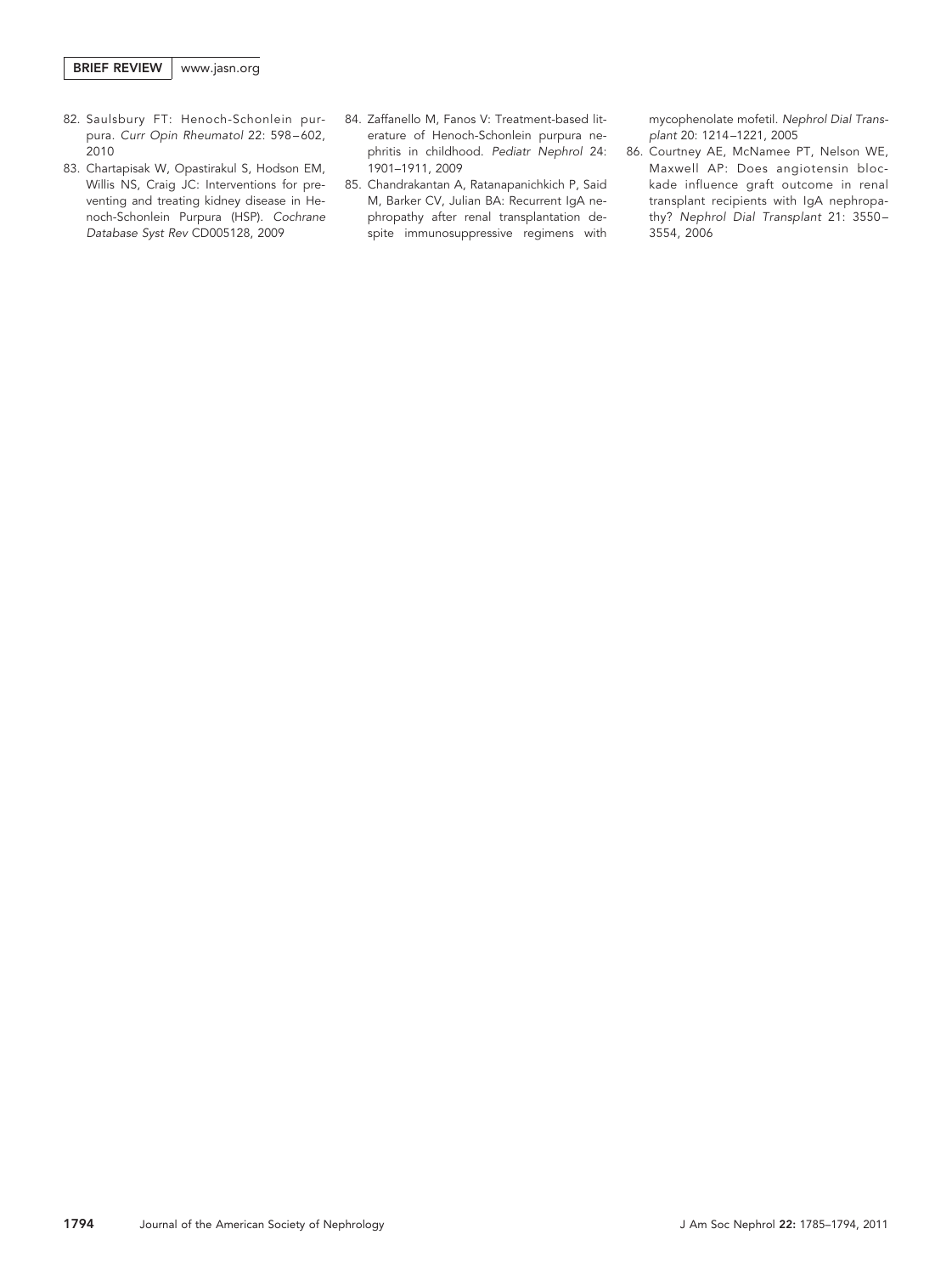82. Saulsbury FT: Henoch-Schonlein purpura. *Curr Opin Rheumatol* 22: 598–602, 2010
83. Chartapisak W, Opastirakul S, Hodson EM, Willis NS, Craig JC: Interventions for preventing and treating kidney disease in Henoch-Schonlein Purpura (HSP). *Cochrane Database Syst Rev* CD005128, 2009
84. Zaffanello M, Fanos V: Treatment-based literature of Henoch-Schonlein purpura nephritis in childhood. *Pediatr Nephrol* 24: 1901–1911, 2009
85. Chandrakantan A, Ratanapanichkich P, Said M, Barker CV, Julian BA: Recurrent IgA nephropathy after renal transplantation despite immunosuppressive regimens with mycophenolate mofetil. *Nephrol Dial Transplant* 20: 1214–1221, 2005
86. Courtney AE, McNamee PT, Nelson WE, Maxwell AP: Does angiotensin blockade influence graft outcome in renal transplant recipients with IgA nephropathy? *Nephrol Dial Transplant* 21: 3550–3554, 2006